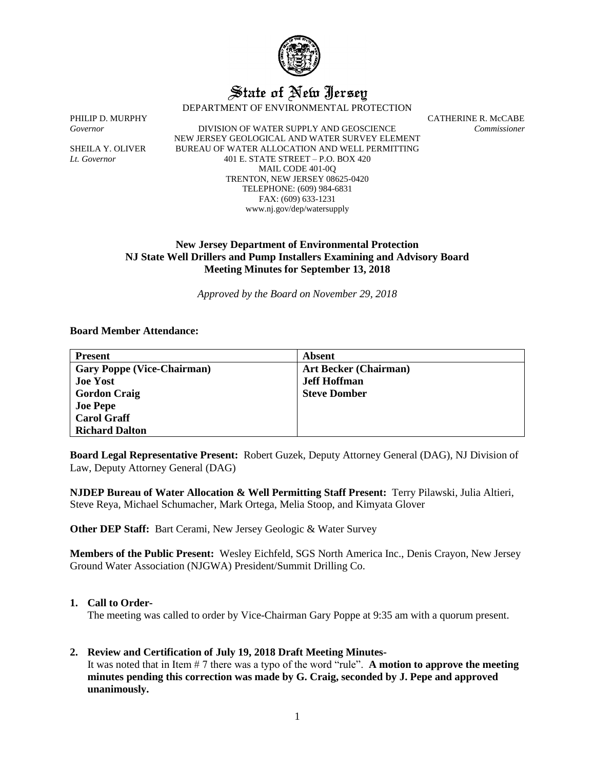# State of New Jersey

DEPARTMENT OF ENVIRONMENTAL PROTECTION

PHILIP D. MURPHY
*Governor*

SHEILA Y. OLIVER
*Lt. Governor*

DIVISION OF WATER SUPPLY AND GEOSCIENCE
NEW JERSEY GEOLOGICAL AND WATER SURVEY ELEMENT
BUREAU OF WATER ALLOCATION AND WELL PERMITTING
401 E. STATE STREET – P.O. BOX 420
MAIL CODE 401-0Q
TRENTON, NEW JERSEY 08625-0420
TELEPHONE: (609) 984-6831
FAX: (609) 633-1231
www.nj.gov/dep/watersupply

CATHERINE R. McCABE
*Commissioner*

## New Jersey Department of Environmental Protection
## NJ State Well Drillers and Pump Installers Examining and Advisory Board
## Meeting Minutes for September 13, 2018

*Approved by the Board on November 29, 2018*

**Board Member Attendance:**

| **Present** | **Absent** |
|---|---|
| **Gary Poppe (Vice-Chairman)** | **Art Becker (Chairman)** |
| **Joe Yost** | **Jeff Hoffman** |
| **Gordon Craig** | **Steve Domber** |
| **Joe Pepe** | |
| **Carol Graff** | |
| **Richard Dalton** | |

**Board Legal Representative Present:** Robert Guzek, Deputy Attorney General (DAG), NJ Division of Law, Deputy Attorney General (DAG)

**NJDEP Bureau of Water Allocation & Well Permitting Staff Present:** Terry Pilawski, Julia Altieri, Steve Reya, Michael Schumacher, Mark Ortega, Melia Stoop, and Kimyata Glover

**Other DEP Staff:** Bart Cerami, New Jersey Geologic & Water Survey

**Members of the Public Present:** Wesley Eichfeld, SGS North America Inc., Denis Crayon, New Jersey Ground Water Association (NJGWA) President/Summit Drilling Co.

1. **Call to Order-**
   The meeting was called to order by Vice-Chairman Gary Poppe at 9:35 am with a quorum present.

2. **Review and Certification of July 19, 2018 Draft Meeting Minutes-**
   It was noted that in Item # 7 there was a typo of the word "rule". **A motion to approve the meeting minutes pending this correction was made by G. Craig, seconded by J. Pepe and approved unanimously.**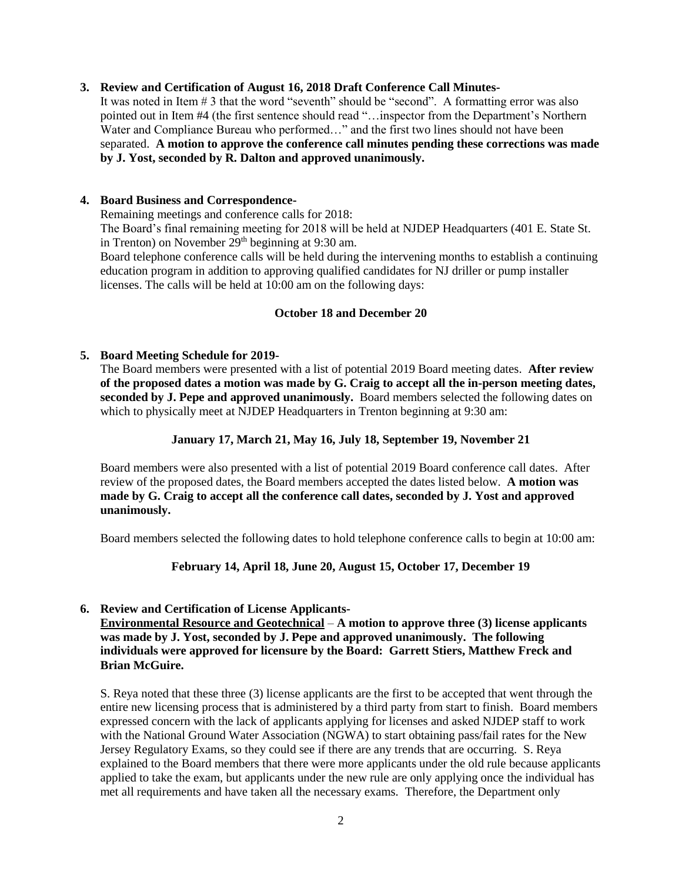**3. Review and Certification of August 16, 2018 Draft Conference Call Minutes-**

It was noted in Item # 3 that the word "seventh" should be "second". A formatting error was also pointed out in Item #4 (the first sentence should read "…inspector from the Department's Northern Water and Compliance Bureau who performed…" and the first two lines should not have been separated. **A motion to approve the conference call minutes pending these corrections was made by J. Yost, seconded by R. Dalton and approved unanimously.**

**4. Board Business and Correspondence-**

Remaining meetings and conference calls for 2018:

The Board's final remaining meeting for 2018 will be held at NJDEP Headquarters (401 E. State St. in Trenton) on November 29th beginning at 9:30 am.

Board telephone conference calls will be held during the intervening months to establish a continuing education program in addition to approving qualified candidates for NJ driller or pump installer licenses. The calls will be held at 10:00 am on the following days:

**October 18 and December 20**

**5. Board Meeting Schedule for 2019-**

The Board members were presented with a list of potential 2019 Board meeting dates. **After review of the proposed dates a motion was made by G. Craig to accept all the in-person meeting dates, seconded by J. Pepe and approved unanimously.** Board members selected the following dates on which to physically meet at NJDEP Headquarters in Trenton beginning at 9:30 am:

**January 17, March 21, May 16, July 18, September 19, November 21**

Board members were also presented with a list of potential 2019 Board conference call dates. After review of the proposed dates, the Board members accepted the dates listed below. **A motion was made by G. Craig to accept all the conference call dates, seconded by J. Yost and approved unanimously.**

Board members selected the following dates to hold telephone conference calls to begin at 10:00 am:

**February 14, April 18, June 20, August 15, October 17, December 19**

**6. Review and Certification of License Applicants-**

**<u>Environmental Resource and Geotechnical</u> – A motion to approve three (3) license applicants was made by J. Yost, seconded by J. Pepe and approved unanimously. The following individuals were approved for licensure by the Board: Garrett Stiers, Matthew Freck and Brian McGuire.**

S. Reya noted that these three (3) license applicants are the first to be accepted that went through the entire new licensing process that is administered by a third party from start to finish. Board members expressed concern with the lack of applicants applying for licenses and asked NJDEP staff to work with the National Ground Water Association (NGWA) to start obtaining pass/fail rates for the New Jersey Regulatory Exams, so they could see if there are any trends that are occurring. S. Reya explained to the Board members that there were more applicants under the old rule because applicants applied to take the exam, but applicants under the new rule are only applying once the individual has met all requirements and have taken all the necessary exams. Therefore, the Department only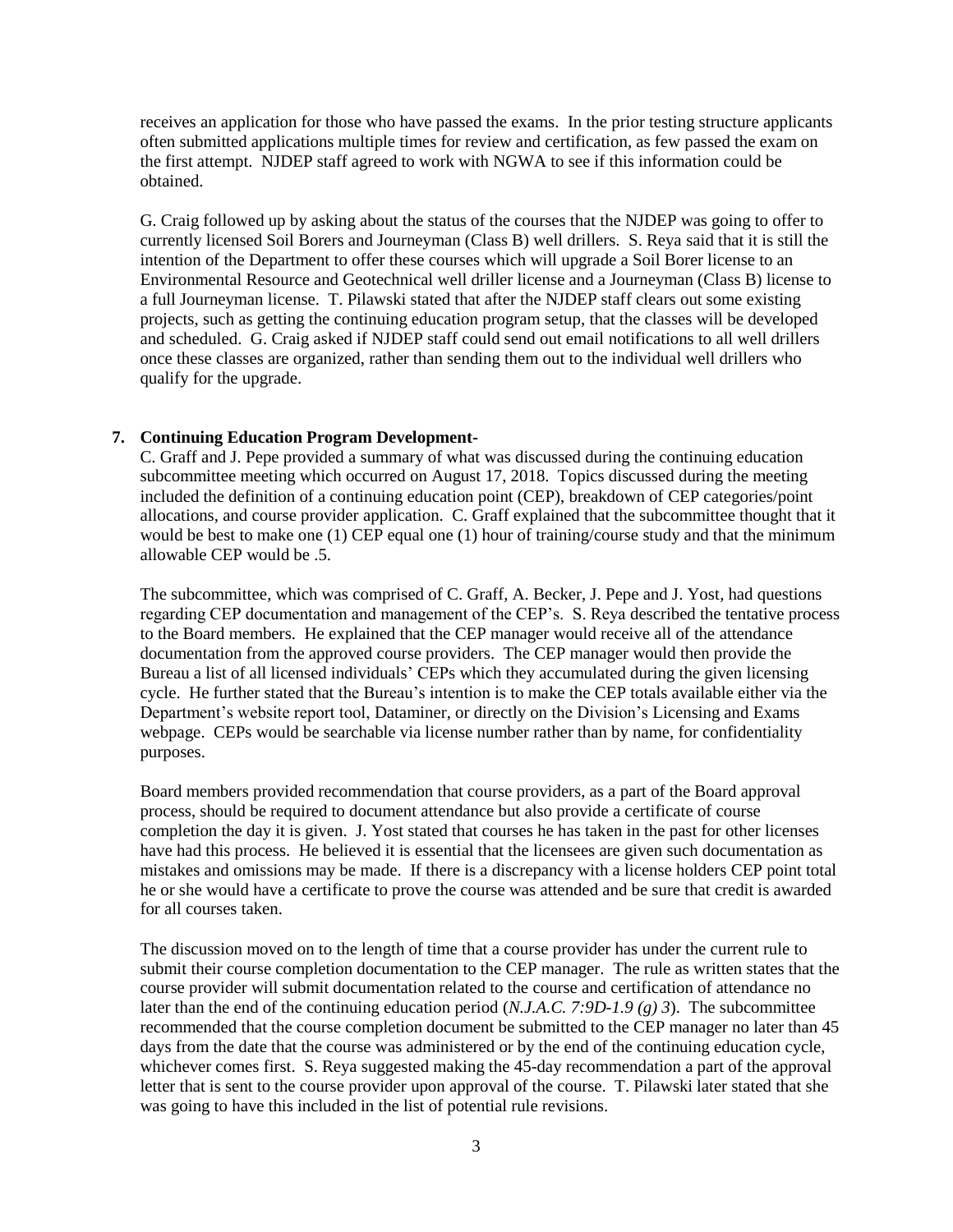receives an application for those who have passed the exams. In the prior testing structure applicants often submitted applications multiple times for review and certification, as few passed the exam on the first attempt. NJDEP staff agreed to work with NGWA to see if this information could be obtained.

G. Craig followed up by asking about the status of the courses that the NJDEP was going to offer to currently licensed Soil Borers and Journeyman (Class B) well drillers. S. Reya said that it is still the intention of the Department to offer these courses which will upgrade a Soil Borer license to an Environmental Resource and Geotechnical well driller license and a Journeyman (Class B) license to a full Journeyman license. T. Pilawski stated that after the NJDEP staff clears out some existing projects, such as getting the continuing education program setup, that the classes will be developed and scheduled. G. Craig asked if NJDEP staff could send out email notifications to all well drillers once these classes are organized, rather than sending them out to the individual well drillers who qualify for the upgrade.

**7. Continuing Education Program Development-**

C. Graff and J. Pepe provided a summary of what was discussed during the continuing education subcommittee meeting which occurred on August 17, 2018. Topics discussed during the meeting included the definition of a continuing education point (CEP), breakdown of CEP categories/point allocations, and course provider application. C. Graff explained that the subcommittee thought that it would be best to make one (1) CEP equal one (1) hour of training/course study and that the minimum allowable CEP would be .5.

The subcommittee, which was comprised of C. Graff, A. Becker, J. Pepe and J. Yost, had questions regarding CEP documentation and management of the CEP's. S. Reya described the tentative process to the Board members. He explained that the CEP manager would receive all of the attendance documentation from the approved course providers. The CEP manager would then provide the Bureau a list of all licensed individuals' CEPs which they accumulated during the given licensing cycle. He further stated that the Bureau's intention is to make the CEP totals available either via the Department's website report tool, Dataminer, or directly on the Division's Licensing and Exams webpage. CEPs would be searchable via license number rather than by name, for confidentiality purposes.

Board members provided recommendation that course providers, as a part of the Board approval process, should be required to document attendance but also provide a certificate of course completion the day it is given. J. Yost stated that courses he has taken in the past for other licenses have had this process. He believed it is essential that the licensees are given such documentation as mistakes and omissions may be made. If there is a discrepancy with a license holders CEP point total he or she would have a certificate to prove the course was attended and be sure that credit is awarded for all courses taken.

The discussion moved on to the length of time that a course provider has under the current rule to submit their course completion documentation to the CEP manager. The rule as written states that the course provider will submit documentation related to the course and certification of attendance no later than the end of the continuing education period (*N.J.A.C. 7:9D-1.9 (g) 3*). The subcommittee recommended that the course completion document be submitted to the CEP manager no later than 45 days from the date that the course was administered or by the end of the continuing education cycle, whichever comes first. S. Reya suggested making the 45-day recommendation a part of the approval letter that is sent to the course provider upon approval of the course. T. Pilawski later stated that she was going to have this included in the list of potential rule revisions.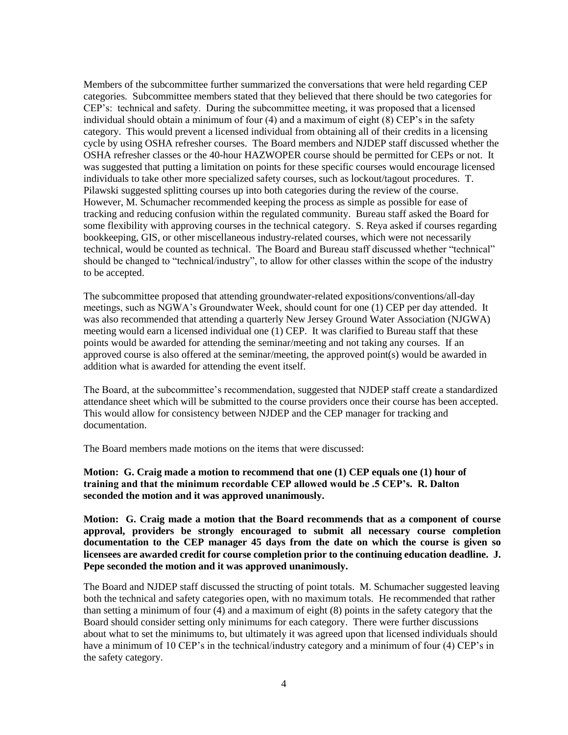Members of the subcommittee further summarized the conversations that were held regarding CEP categories. Subcommittee members stated that they believed that there should be two categories for CEP's: technical and safety. During the subcommittee meeting, it was proposed that a licensed individual should obtain a minimum of four (4) and a maximum of eight (8) CEP's in the safety category. This would prevent a licensed individual from obtaining all of their credits in a licensing cycle by using OSHA refresher courses. The Board members and NJDEP staff discussed whether the OSHA refresher classes or the 40-hour HAZWOPER course should be permitted for CEPs or not. It was suggested that putting a limitation on points for these specific courses would encourage licensed individuals to take other more specialized safety courses, such as lockout/tagout procedures. T. Pilawski suggested splitting courses up into both categories during the review of the course. However, M. Schumacher recommended keeping the process as simple as possible for ease of tracking and reducing confusion within the regulated community. Bureau staff asked the Board for some flexibility with approving courses in the technical category. S. Reya asked if courses regarding bookkeeping, GIS, or other miscellaneous industry-related courses, which were not necessarily technical, would be counted as technical. The Board and Bureau staff discussed whether "technical" should be changed to "technical/industry", to allow for other classes within the scope of the industry to be accepted.

The subcommittee proposed that attending groundwater-related expositions/conventions/all-day meetings, such as NGWA's Groundwater Week, should count for one (1) CEP per day attended. It was also recommended that attending a quarterly New Jersey Ground Water Association (NJGWA) meeting would earn a licensed individual one (1) CEP. It was clarified to Bureau staff that these points would be awarded for attending the seminar/meeting and not taking any courses. If an approved course is also offered at the seminar/meeting, the approved point(s) would be awarded in addition what is awarded for attending the event itself.

The Board, at the subcommittee's recommendation, suggested that NJDEP staff create a standardized attendance sheet which will be submitted to the course providers once their course has been accepted. This would allow for consistency between NJDEP and the CEP manager for tracking and documentation.

The Board members made motions on the items that were discussed:

**Motion: G. Craig made a motion to recommend that one (1) CEP equals one (1) hour of training and that the minimum recordable CEP allowed would be .5 CEP's. R. Dalton seconded the motion and it was approved unanimously.**

**Motion: G. Craig made a motion that the Board recommends that as a component of course approval, providers be strongly encouraged to submit all necessary course completion documentation to the CEP manager 45 days from the date on which the course is given so licensees are awarded credit for course completion prior to the continuing education deadline. J. Pepe seconded the motion and it was approved unanimously.**

The Board and NJDEP staff discussed the structing of point totals. M. Schumacher suggested leaving both the technical and safety categories open, with no maximum totals. He recommended that rather than setting a minimum of four (4) and a maximum of eight (8) points in the safety category that the Board should consider setting only minimums for each category. There were further discussions about what to set the minimums to, but ultimately it was agreed upon that licensed individuals should have a minimum of 10 CEP's in the technical/industry category and a minimum of four (4) CEP's in the safety category.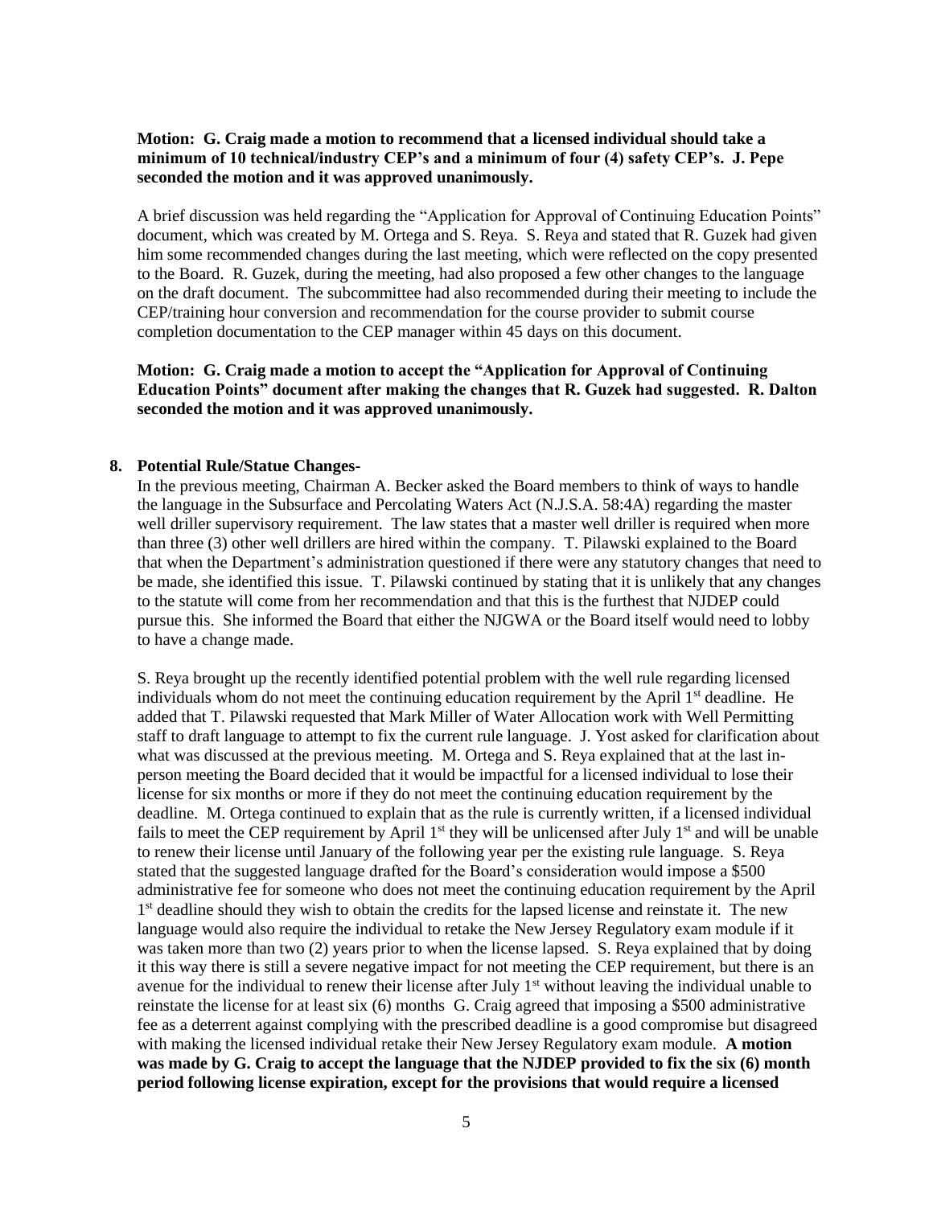**Motion: G. Craig made a motion to recommend that a licensed individual should take a minimum of 10 technical/industry CEP's and a minimum of four (4) safety CEP's. J. Pepe seconded the motion and it was approved unanimously.**

A brief discussion was held regarding the "Application for Approval of Continuing Education Points" document, which was created by M. Ortega and S. Reya. S. Reya and stated that R. Guzek had given him some recommended changes during the last meeting, which were reflected on the copy presented to the Board. R. Guzek, during the meeting, had also proposed a few other changes to the language on the draft document. The subcommittee had also recommended during their meeting to include the CEP/training hour conversion and recommendation for the course provider to submit course completion documentation to the CEP manager within 45 days on this document.

**Motion: G. Craig made a motion to accept the "Application for Approval of Continuing Education Points" document after making the changes that R. Guzek had suggested. R. Dalton seconded the motion and it was approved unanimously.**

**8. Potential Rule/Statue Changes-**

In the previous meeting, Chairman A. Becker asked the Board members to think of ways to handle the language in the Subsurface and Percolating Waters Act (N.J.S.A. 58:4A) regarding the master well driller supervisory requirement. The law states that a master well driller is required when more than three (3) other well drillers are hired within the company. T. Pilawski explained to the Board that when the Department's administration questioned if there were any statutory changes that need to be made, she identified this issue. T. Pilawski continued by stating that it is unlikely that any changes to the statute will come from her recommendation and that this is the furthest that NJDEP could pursue this. She informed the Board that either the NJGWA or the Board itself would need to lobby to have a change made.

S. Reya brought up the recently identified potential problem with the well rule regarding licensed individuals whom do not meet the continuing education requirement by the April 1st deadline. He added that T. Pilawski requested that Mark Miller of Water Allocation work with Well Permitting staff to draft language to attempt to fix the current rule language. J. Yost asked for clarification about what was discussed at the previous meeting. M. Ortega and S. Reya explained that at the last in-person meeting the Board decided that it would be impactful for a licensed individual to lose their license for six months or more if they do not meet the continuing education requirement by the deadline. M. Ortega continued to explain that as the rule is currently written, if a licensed individual fails to meet the CEP requirement by April 1st they will be unlicensed after July 1st and will be unable to renew their license until January of the following year per the existing rule language. S. Reya stated that the suggested language drafted for the Board's consideration would impose a $500 administrative fee for someone who does not meet the continuing education requirement by the April 1st deadline should they wish to obtain the credits for the lapsed license and reinstate it. The new language would also require the individual to retake the New Jersey Regulatory exam module if it was taken more than two (2) years prior to when the license lapsed. S. Reya explained that by doing it this way there is still a severe negative impact for not meeting the CEP requirement, but there is an avenue for the individual to renew their license after July 1st without leaving the individual unable to reinstate the license for at least six (6) months G. Craig agreed that imposing a $500 administrative fee as a deterrent against complying with the prescribed deadline is a good compromise but disagreed with making the licensed individual retake their New Jersey Regulatory exam module. **A motion was made by G. Craig to accept the language that the NJDEP provided to fix the six (6) month period following license expiration, except for the provisions that would require a licensed**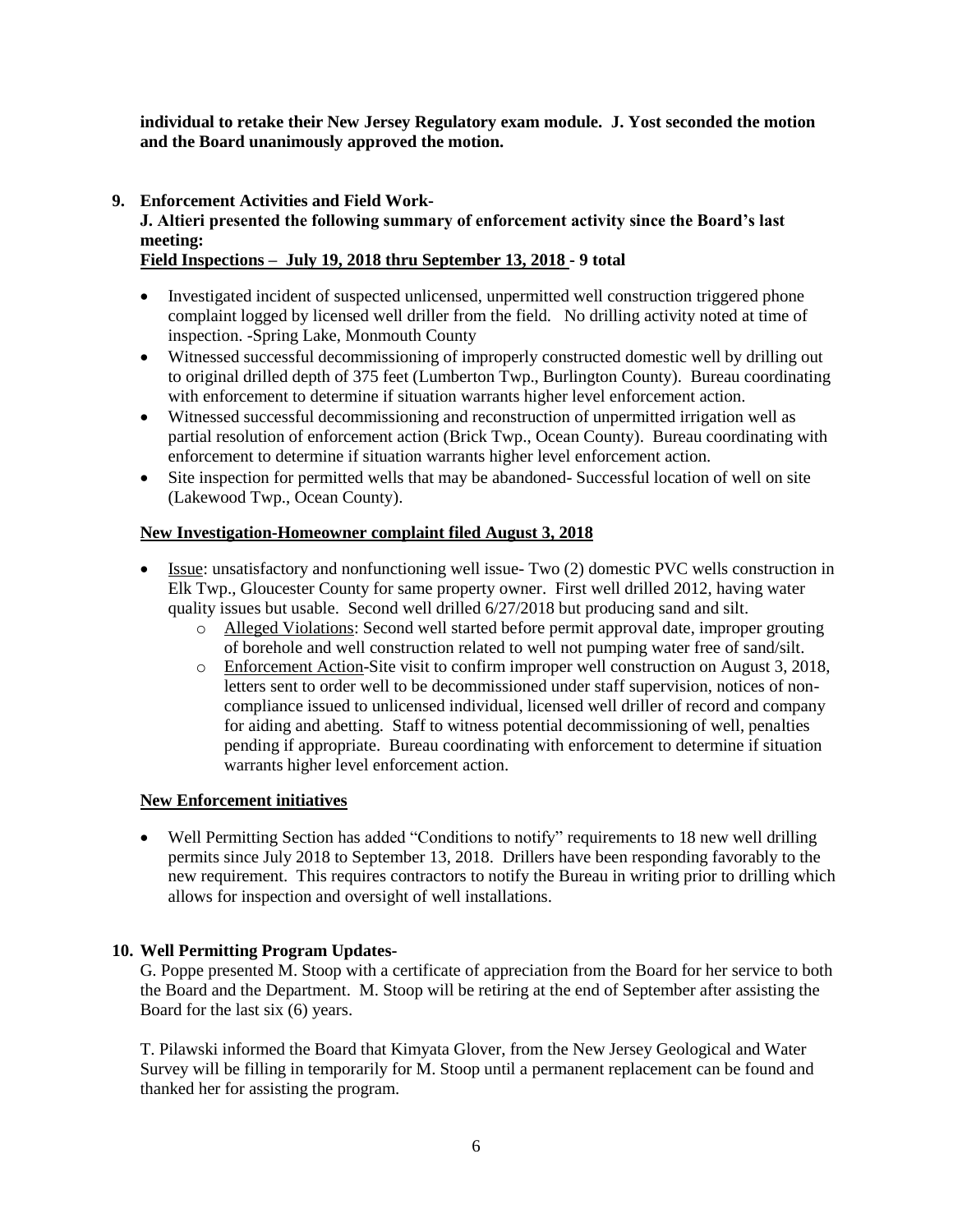**individual to retake their New Jersey Regulatory exam module. J. Yost seconded the motion and the Board unanimously approved the motion.**

**9. Enforcement Activities and Field Work-**

**J. Altieri presented the following summary of enforcement activity since the Board's last meeting:**

**<u>Field Inspections – July 19, 2018 thru September 13, 2018</u> - 9 total**

- Investigated incident of suspected unlicensed, unpermitted well construction triggered phone complaint logged by licensed well driller from the field. No drilling activity noted at time of inspection. -Spring Lake, Monmouth County
- Witnessed successful decommissioning of improperly constructed domestic well by drilling out to original drilled depth of 375 feet (Lumberton Twp., Burlington County). Bureau coordinating with enforcement to determine if situation warrants higher level enforcement action.
- Witnessed successful decommissioning and reconstruction of unpermitted irrigation well as partial resolution of enforcement action (Brick Twp., Ocean County). Bureau coordinating with enforcement to determine if situation warrants higher level enforcement action.
- Site inspection for permitted wells that may be abandoned- Successful location of well on site (Lakewood Twp., Ocean County).

**<u>New Investigation-Homeowner complaint filed August 3, 2018</u>**

- <u>Issue</u>: unsatisfactory and nonfunctioning well issue- Two (2) domestic PVC wells construction in Elk Twp., Gloucester County for same property owner. First well drilled 2012, having water quality issues but usable. Second well drilled 6/27/2018 but producing sand and silt.
  - <u>Alleged Violations</u>: Second well started before permit approval date, improper grouting of borehole and well construction related to well not pumping water free of sand/silt.
  - <u>Enforcement Action</u>-Site visit to confirm improper well construction on August 3, 2018, letters sent to order well to be decommissioned under staff supervision, notices of non-compliance issued to unlicensed individual, licensed well driller of record and company for aiding and abetting. Staff to witness potential decommissioning of well, penalties pending if appropriate. Bureau coordinating with enforcement to determine if situation warrants higher level enforcement action.

**<u>New Enforcement initiatives</u>**

- Well Permitting Section has added "Conditions to notify" requirements to 18 new well drilling permits since July 2018 to September 13, 2018. Drillers have been responding favorably to the new requirement. This requires contractors to notify the Bureau in writing prior to drilling which allows for inspection and oversight of well installations.

**10. Well Permitting Program Updates-**

G. Poppe presented M. Stoop with a certificate of appreciation from the Board for her service to both the Board and the Department. M. Stoop will be retiring at the end of September after assisting the Board for the last six (6) years.

T. Pilawski informed the Board that Kimyata Glover, from the New Jersey Geological and Water Survey will be filling in temporarily for M. Stoop until a permanent replacement can be found and thanked her for assisting the program.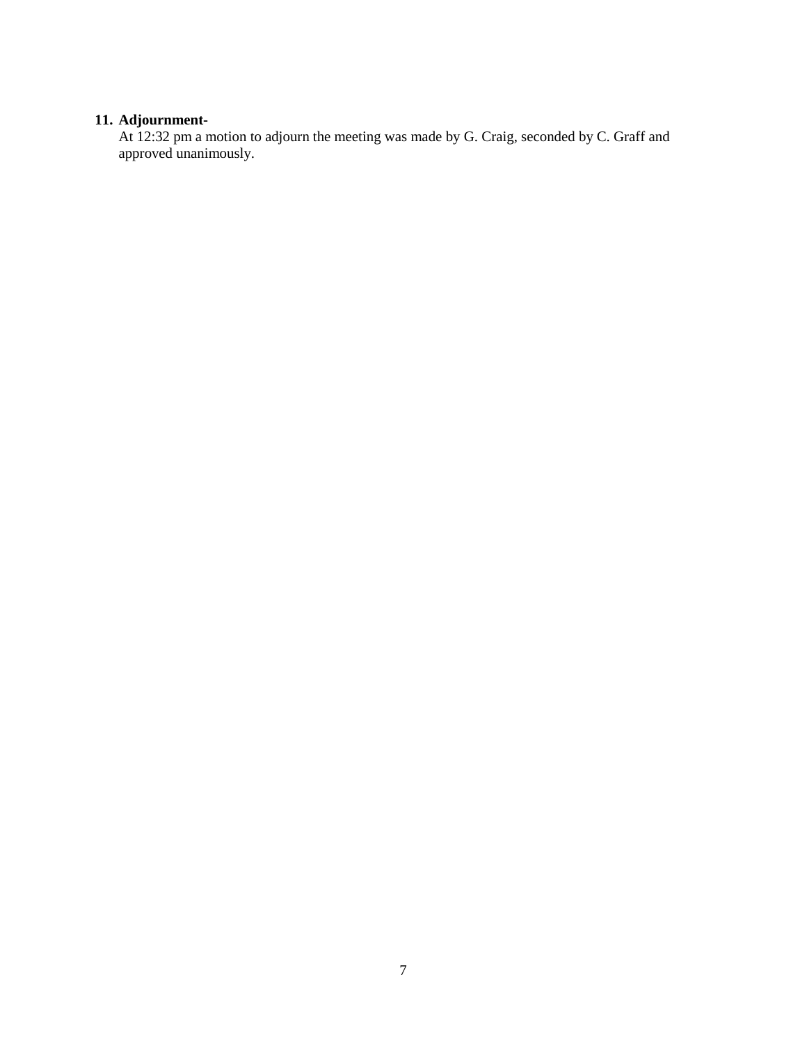**11. Adjournment-**

At 12:32 pm a motion to adjourn the meeting was made by G. Craig, seconded by C. Graff and approved unanimously.